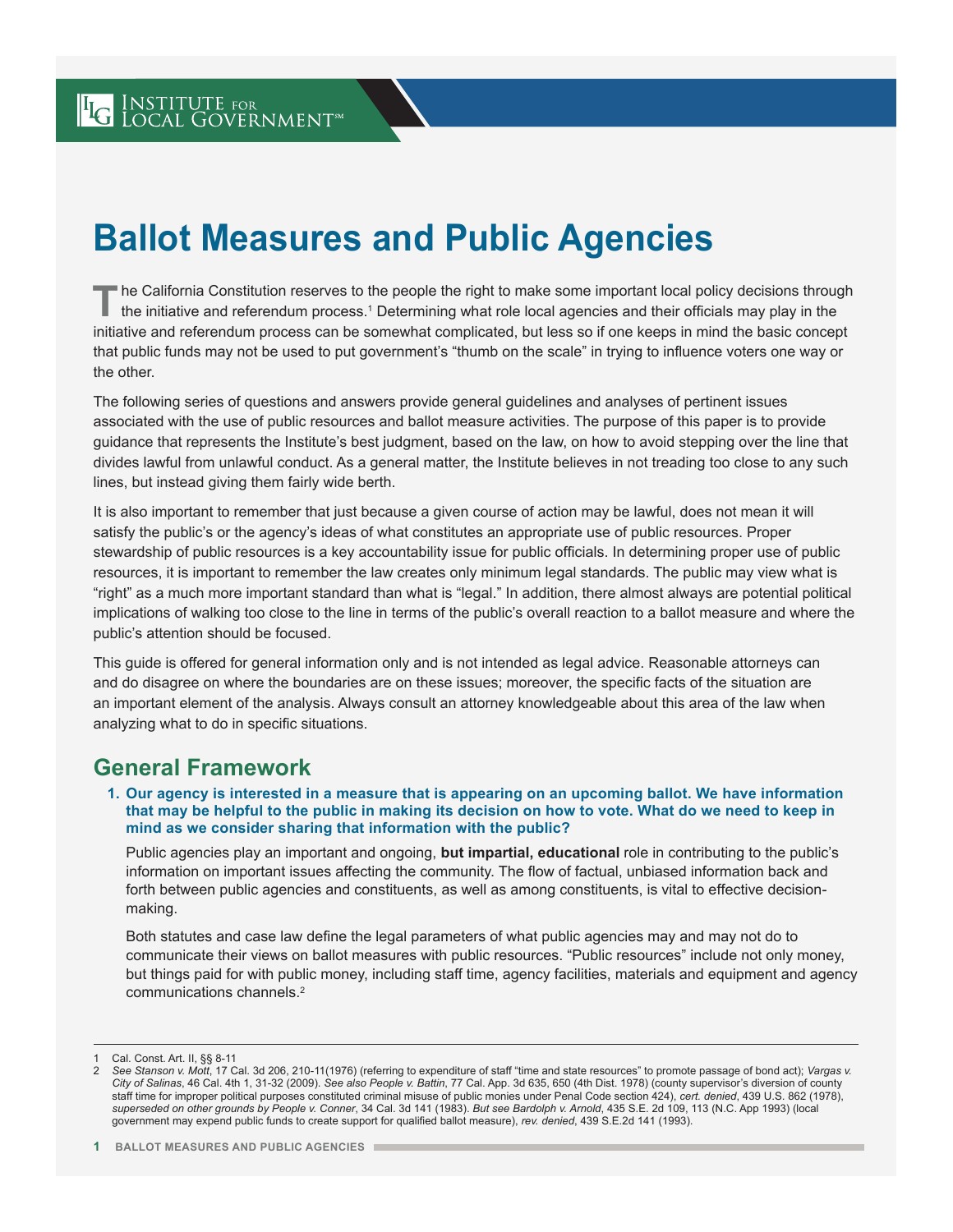INSTITUTE FOR LOCAL GOVERNMENT℠

# Ballot Measures and Public Agencies

The California Constitution reserves to the people the right to make some important local policy decisions through the initiative and referendum process.[1] Determining what role local agencies and their officials may play in the initiative and referendum process can be somewhat complicated, but less so if one keeps in mind the basic concept that public funds may not be used to put government's "thumb on the scale" in trying to influence voters one way or the other.

The following series of questions and answers provide general guidelines and analyses of pertinent issues associated with the use of public resources and ballot measure activities. The purpose of this paper is to provide guidance that represents the Institute's best judgment, based on the law, on how to avoid stepping over the line that divides lawful from unlawful conduct. As a general matter, the Institute believes in not treading too close to any such lines, but instead giving them fairly wide berth.

It is also important to remember that just because a given course of action may be lawful, does not mean it will satisfy the public's or the agency's ideas of what constitutes an appropriate use of public resources. Proper stewardship of public resources is a key accountability issue for public officials. In determining proper use of public resources, it is important to remember the law creates only minimum legal standards. The public may view what is "right" as a much more important standard than what is "legal." In addition, there almost always are potential political implications of walking too close to the line in terms of the public's overall reaction to a ballot measure and where the public's attention should be focused.

This guide is offered for general information only and is not intended as legal advice. Reasonable attorneys can and do disagree on where the boundaries are on these issues; moreover, the specific facts of the situation are an important element of the analysis. Always consult an attorney knowledgeable about this area of the law when analyzing what to do in specific situations.

## General Framework

1. **Our agency is interested in a measure that is appearing on an upcoming ballot. We have information that may be helpful to the public in making its decision on how to vote. What do we need to keep in mind as we consider sharing that information with the public?**

   Public agencies play an important and ongoing, **but impartial, educational** role in contributing to the public's information on important issues affecting the community. The flow of factual, unbiased information back and forth between public agencies and constituents, as well as among constituents, is vital to effective decision-making.

   Both statutes and case law define the legal parameters of what public agencies may and may not do to communicate their views on ballot measures with public resources. "Public resources" include not only money, but things paid for with public money, including staff time, agency facilities, materials and equipment and agency communications channels.[2]

---

1 Cal. Const. Art. II, §§ 8-11

2 *See Stanson v. Mott*, 17 Cal. 3d 206, 210-11(1976) (referring to expenditure of staff "time and state resources" to promote passage of bond act); *Vargas v. City of Salinas*, 46 Cal. 4th 1, 31-32 (2009). *See also People v. Battin*, 77 Cal. App. 3d 635, 650 (4th Dist. 1978) (county supervisor's diversion of county staff time for improper political purposes constituted criminal misuse of public monies under Penal Code section 424), *cert. denied*, 439 U.S. 862 (1978), *superseded on other grounds by People v. Conner*, 34 Cal. 3d 141 (1983). *But see Bardolph v. Arnold*, 435 S.E. 2d 109, 113 (N.C. App 1993) (local government may expend public funds to create support for qualified ballot measure), *rev. denied*, 439 S.E.2d 141 (1993).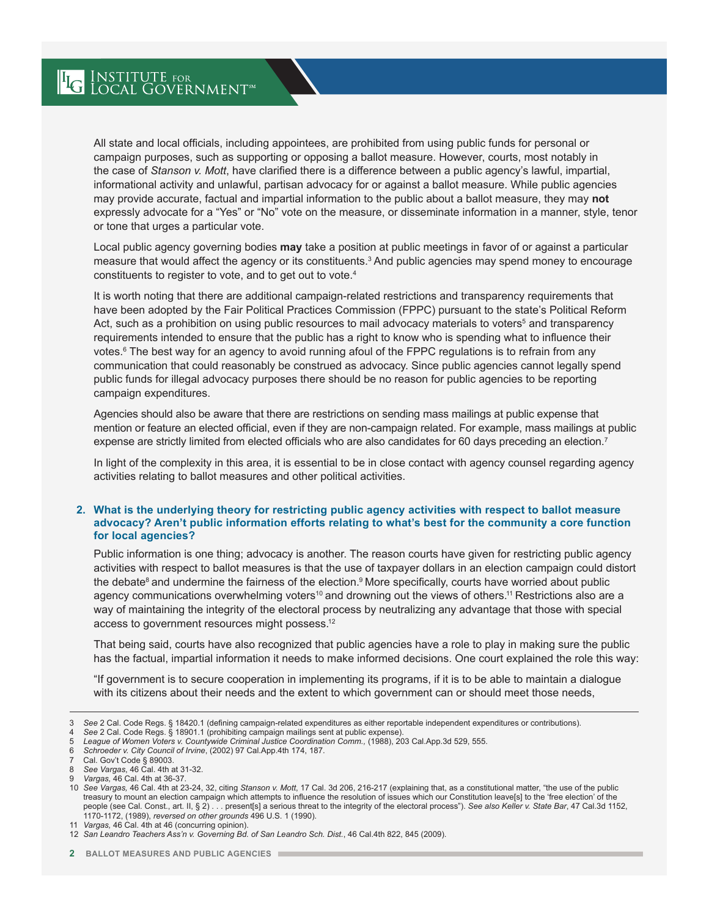All state and local officials, including appointees, are prohibited from using public funds for personal or campaign purposes, such as supporting or opposing a ballot measure. However, courts, most notably in the case of *Stanson v. Mott*, have clarified there is a difference between a public agency's lawful, impartial, informational activity and unlawful, partisan advocacy for or against a ballot measure. While public agencies may provide accurate, factual and impartial information to the public about a ballot measure, they may **not** expressly advocate for a "Yes" or "No" vote on the measure, or disseminate information in a manner, style, tenor or tone that urges a particular vote.

Local public agency governing bodies **may** take a position at public meetings in favor of or against a particular measure that would affect the agency or its constituents.[3] And public agencies may spend money to encourage constituents to register to vote, and to get out to vote.[4]

It is worth noting that there are additional campaign-related restrictions and transparency requirements that have been adopted by the Fair Political Practices Commission (FPPC) pursuant to the state's Political Reform Act, such as a prohibition on using public resources to mail advocacy materials to voters[5] and transparency requirements intended to ensure that the public has a right to know who is spending what to influence their votes.[6] The best way for an agency to avoid running afoul of the FPPC regulations is to refrain from any communication that could reasonably be construed as advocacy. Since public agencies cannot legally spend public funds for illegal advocacy purposes there should be no reason for public agencies to be reporting campaign expenditures.

Agencies should also be aware that there are restrictions on sending mass mailings at public expense that mention or feature an elected official, even if they are non-campaign related. For example, mass mailings at public expense are strictly limited from elected officials who are also candidates for 60 days preceding an election.[7]

In light of the complexity in this area, it is essential to be in close contact with agency counsel regarding agency activities relating to ballot measures and other political activities.

### 2. What is the underlying theory for restricting public agency activities with respect to ballot measure advocacy? Aren't public information efforts relating to what's best for the community a core function for local agencies?

Public information is one thing; advocacy is another. The reason courts have given for restricting public agency activities with respect to ballot measures is that the use of taxpayer dollars in an election campaign could distort the debate[8] and undermine the fairness of the election.[9] More specifically, courts have worried about public agency communications overwhelming voters[10] and drowning out the views of others.[11] Restrictions also are a way of maintaining the integrity of the electoral process by neutralizing any advantage that those with special access to government resources might possess.[12]

That being said, courts have also recognized that public agencies have a role to play in making sure the public has the factual, impartial information it needs to make informed decisions. One court explained the role this way:

"If government is to secure cooperation in implementing its programs, if it is to be able to maintain a dialogue with its citizens about their needs and the extent to which government can or should meet those needs,

---

3 *See* 2 Cal. Code Regs. § 18420.1 (defining campaign-related expenditures as either reportable independent expenditures or contributions).

4 *See* 2 Cal. Code Regs. § 18901.1 (prohibiting campaign mailings sent at public expense).

5 *League of Women Voters v. Countywide Criminal Justice Coordination Comm.,* (1988), 203 Cal.App.3d 529, 555.

6 *Schroeder v. City Council of Irvine*, (2002) 97 Cal.App.4th 174, 187.

7 Cal. Gov't Code § 89003.

8 *See Vargas*, 46 Cal. 4th at 31-32.

9 *Vargas,* 46 Cal. 4th at 36-37.

10 *See Vargas,* 46 Cal. 4th at 23-24, 32, citing *Stanson v. Mott*, 17 Cal. 3d 206, 216-217 (explaining that, as a constitutional matter, "the use of the public treasury to mount an election campaign which attempts to influence the resolution of issues which our Constitution leave[s] to the 'free election' of the people (see Cal. Const., art. II, § 2) . . . present[s] a serious threat to the integrity of the electoral process"). *See also Keller v. State Bar*, 47 Cal.3d 1152, 1170-1172, (1989), *reversed on other grounds* 496 U.S. 1 (1990).

11 *Vargas,* 46 Cal. 4th at 46 (concurring opinion).

12 *San Leandro Teachers Ass'n v. Governing Bd. of San Leandro Sch. Dist.*, 46 Cal.4th 822, 845 (2009).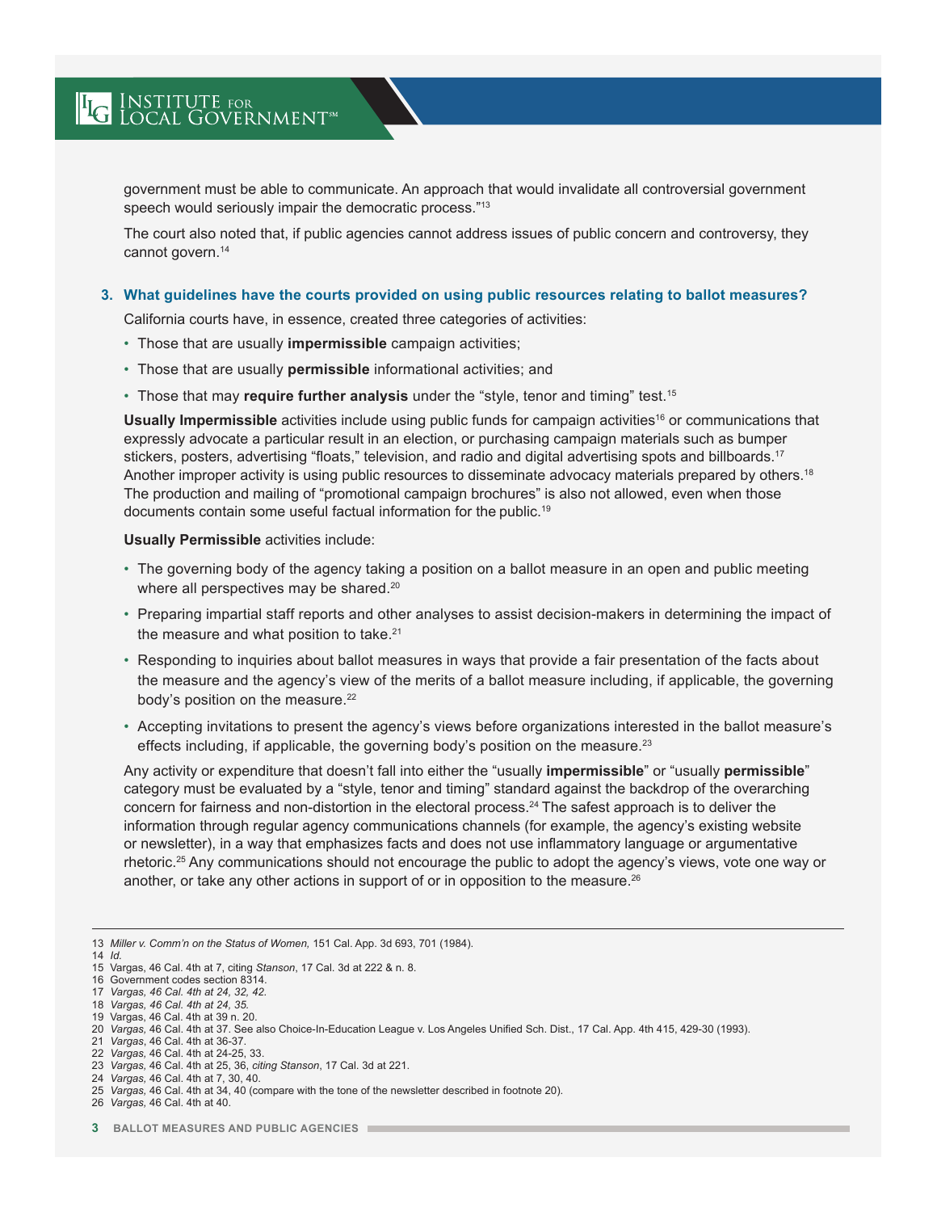government must be able to communicate. An approach that would invalidate all controversial government speech would seriously impair the democratic process."[13]

The court also noted that, if public agencies cannot address issues of public concern and controversy, they cannot govern.[14]

### 3. What guidelines have the courts provided on using public resources relating to ballot measures?

California courts have, in essence, created three categories of activities:

- Those that are usually **impermissible** campaign activities;
- Those that are usually **permissible** informational activities; and
- Those that may **require further analysis** under the "style, tenor and timing" test.[15]

**Usually Impermissible** activities include using public funds for campaign activities[16] or communications that expressly advocate a particular result in an election, or purchasing campaign materials such as bumper stickers, posters, advertising "floats," television, and radio and digital advertising spots and billboards.[17] Another improper activity is using public resources to disseminate advocacy materials prepared by others.[18] The production and mailing of "promotional campaign brochures" is also not allowed, even when those documents contain some useful factual information for the public.[19]

**Usually Permissible** activities include:

- The governing body of the agency taking a position on a ballot measure in an open and public meeting where all perspectives may be shared.[20]
- Preparing impartial staff reports and other analyses to assist decision-makers in determining the impact of the measure and what position to take.[21]
- Responding to inquiries about ballot measures in ways that provide a fair presentation of the facts about the measure and the agency's view of the merits of a ballot measure including, if applicable, the governing body's position on the measure.[22]
- Accepting invitations to present the agency's views before organizations interested in the ballot measure's effects including, if applicable, the governing body's position on the measure.[23]

Any activity or expenditure that doesn't fall into either the "usually **impermissible**" or "usually **permissible**" category must be evaluated by a "style, tenor and timing" standard against the backdrop of the overarching concern for fairness and non-distortion in the electoral process.[24] The safest approach is to deliver the information through regular agency communications channels (for example, the agency's existing website or newsletter), in a way that emphasizes facts and does not use inflammatory language or argumentative rhetoric.[25] Any communications should not encourage the public to adopt the agency's views, vote one way or another, or take any other actions in support of or in opposition to the measure.[26]

---

13 *Miller v. Comm'n on the Status of Women,* 151 Cal. App. 3d 693, 701 (1984).
14 *Id.*
15 Vargas, 46 Cal. 4th at 7, citing *Stanson*, 17 Cal. 3d at 222 & n. 8.
16 Government codes section 8314.
17 *Vargas, 46 Cal. 4th at 24, 32, 42.*
18 *Vargas, 46 Cal. 4th at 24, 35.*
19 Vargas, 46 Cal. 4th at 39 n. 20.
20 *Vargas,* 46 Cal. 4th at 37. See also Choice-In-Education League v. Los Angeles Unified Sch. Dist., 17 Cal. App. 4th 415, 429-30 (1993).
21 *Vargas*, 46 Cal. 4th at 36-37.
22 *Vargas,* 46 Cal. 4th at 24-25, 33.
23 *Vargas,* 46 Cal. 4th at 25, 36, *citing Stanson*, 17 Cal. 3d at 221.
24 *Vargas,* 46 Cal. 4th at 7, 30, 40.
25 *Vargas,* 46 Cal. 4th at 34, 40 (compare with the tone of the newsletter described in footnote 20).
26 *Vargas,* 46 Cal. 4th at 40.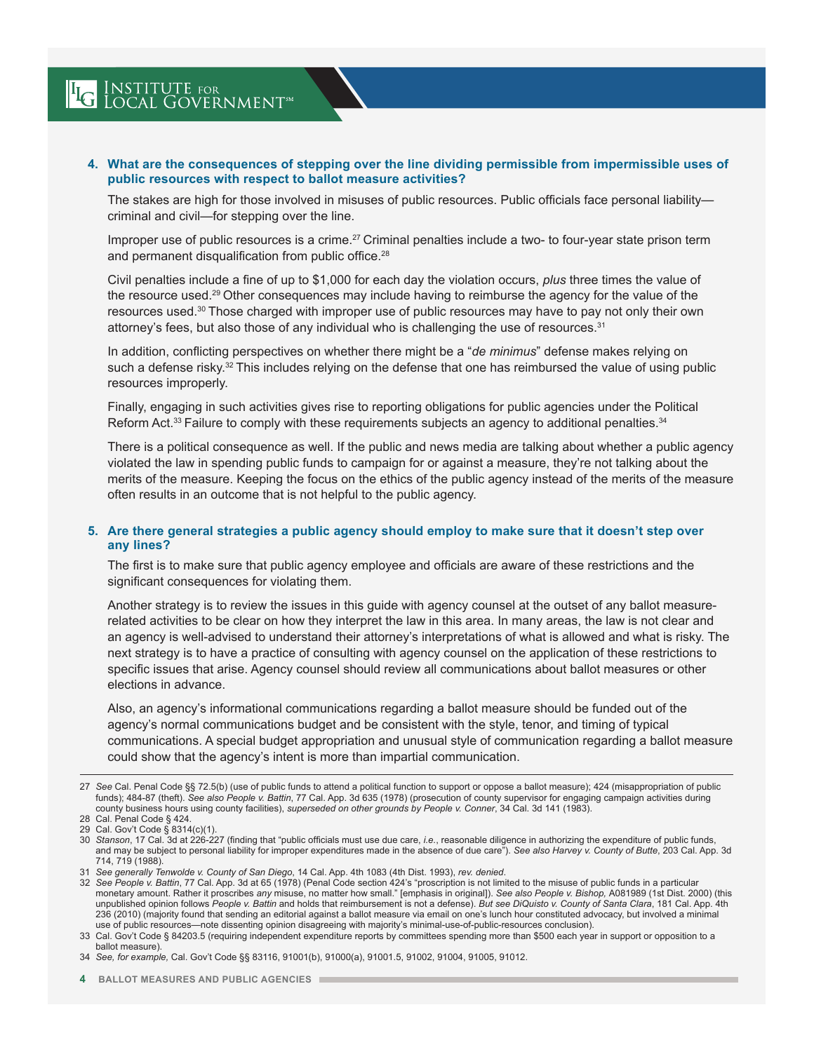4. **What are the consequences of stepping over the line dividing permissible from impermissible uses of public resources with respect to ballot measure activities?**

   The stakes are high for those involved in misuses of public resources. Public officials face personal liability—criminal and civil—for stepping over the line.

   Improper use of public resources is a crime.[27] Criminal penalties include a two- to four-year state prison term and permanent disqualification from public office.[28]

   Civil penalties include a fine of up to $1,000 for each day the violation occurs, *plus* three times the value of the resource used.[29] Other consequences may include having to reimburse the agency for the value of the resources used.[30] Those charged with improper use of public resources may have to pay not only their own attorney's fees, but also those of any individual who is challenging the use of resources.[31]

   In addition, conflicting perspectives on whether there might be a "*de minimus*" defense makes relying on such a defense risky.[32] This includes relying on the defense that one has reimbursed the value of using public resources improperly.

   Finally, engaging in such activities gives rise to reporting obligations for public agencies under the Political Reform Act.[33] Failure to comply with these requirements subjects an agency to additional penalties.[34]

   There is a political consequence as well. If the public and news media are talking about whether a public agency violated the law in spending public funds to campaign for or against a measure, they're not talking about the merits of the measure. Keeping the focus on the ethics of the public agency instead of the merits of the measure often results in an outcome that is not helpful to the public agency.

5. **Are there general strategies a public agency should employ to make sure that it doesn't step over any lines?**

   The first is to make sure that public agency employee and officials are aware of these restrictions and the significant consequences for violating them.

   Another strategy is to review the issues in this guide with agency counsel at the outset of any ballot measure-related activities to be clear on how they interpret the law in this area. In many areas, the law is not clear and an agency is well-advised to understand their attorney's interpretations of what is allowed and what is risky. The next strategy is to have a practice of consulting with agency counsel on the application of these restrictions to specific issues that arise. Agency counsel should review all communications about ballot measures or other elections in advance.

   Also, an agency's informational communications regarding a ballot measure should be funded out of the agency's normal communications budget and be consistent with the style, tenor, and timing of typical communications. A special budget appropriation and unusual style of communication regarding a ballot measure could show that the agency's intent is more than impartial communication.

---

27 *See* Cal. Penal Code §§ 72.5(b) (use of public funds to attend a political function to support or oppose a ballot measure); 424 (misappropriation of public funds); 484-87 (theft). *See also People v. Battin*, 77 Cal. App. 3d 635 (1978) (prosecution of county supervisor for engaging campaign activities during county business hours using county facilities), *superseded on other grounds by People v. Conner*, 34 Cal. 3d 141 (1983).

28 Cal. Penal Code § 424.

29 Cal. Gov't Code § 8314(c)(1).

30 *Stanson*, 17 Cal. 3d at 226-227 (finding that "public officials must use due care, *i.e.*, reasonable diligence in authorizing the expenditure of public funds, and may be subject to personal liability for improper expenditures made in the absence of due care"). *See also Harvey v. County of Butte*, 203 Cal. App. 3d 714, 719 (1988).

31 *See generally Tenwolde v. County of San Diego*, 14 Cal. App. 4th 1083 (4th Dist. 1993), *rev. denied*.

32 *See People v. Battin*, 77 Cal. App. 3d at 65 (1978) (Penal Code section 424's "proscription is not limited to the misuse of public funds in a particular monetary amount. Rather it proscribes *any* misuse, no matter how small." [emphasis in original]). *See also People v. Bishop*, A081989 (1st Dist. 2000) (this unpublished opinion follows *People v. Battin* and holds that reimbursement is not a defense). *But see DiQuisto v. County of Santa Clara*, 181 Cal. App. 4th 236 (2010) (majority found that sending an editorial against a ballot measure via email on one's lunch hour constituted advocacy, but involved a minimal use of public resources—note dissenting opinion disagreeing with majority's minimal-use-of-public-resources conclusion).

33 Cal. Gov't Code § 84203.5 (requiring independent expenditure reports by committees spending more than $500 each year in support or opposition to a ballot measure).

34 *See, for example,* Cal. Gov't Code §§ 83116, 91001(b), 91000(a), 91001.5, 91002, 91004, 91005, 91012.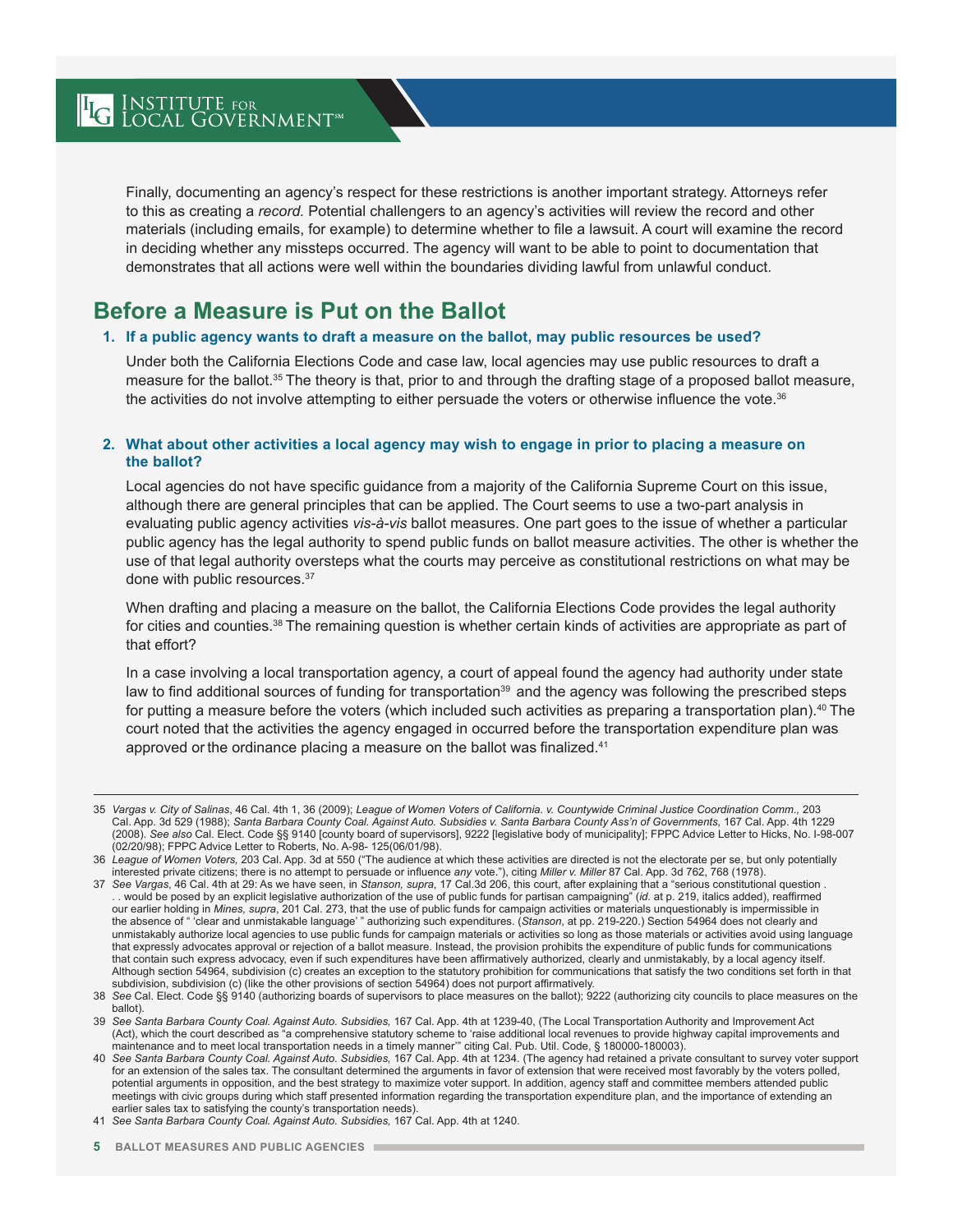Finally, documenting an agency's respect for these restrictions is another important strategy. Attorneys refer to this as creating a *record.* Potential challengers to an agency's activities will review the record and other materials (including emails, for example) to determine whether to file a lawsuit. A court will examine the record in deciding whether any missteps occurred. The agency will want to be able to point to documentation that demonstrates that all actions were well within the boundaries dividing lawful from unlawful conduct.

## Before a Measure is Put on the Ballot

### 1. If a public agency wants to draft a measure on the ballot, may public resources be used?

Under both the California Elections Code and case law, local agencies may use public resources to draft a measure for the ballot.[35] The theory is that, prior to and through the drafting stage of a proposed ballot measure, the activities do not involve attempting to either persuade the voters or otherwise influence the vote.[36]

### 2. What about other activities a local agency may wish to engage in prior to placing a measure on the ballot?

Local agencies do not have specific guidance from a majority of the California Supreme Court on this issue, although there are general principles that can be applied. The Court seems to use a two-part analysis in evaluating public agency activities *vis-à-vis* ballot measures. One part goes to the issue of whether a particular public agency has the legal authority to spend public funds on ballot measure activities. The other is whether the use of that legal authority oversteps what the courts may perceive as constitutional restrictions on what may be done with public resources.[37]

When drafting and placing a measure on the ballot, the California Elections Code provides the legal authority for cities and counties.[38] The remaining question is whether certain kinds of activities are appropriate as part of that effort?

In a case involving a local transportation agency, a court of appeal found the agency had authority under state law to find additional sources of funding for transportation[39] and the agency was following the prescribed steps for putting a measure before the voters (which included such activities as preparing a transportation plan).[40] The court noted that the activities the agency engaged in occurred before the transportation expenditure plan was approved or the ordinance placing a measure on the ballot was finalized.[41]

---

35 *Vargas v. City of Salinas*, 46 Cal. 4th 1, 36 (2009); *League of Women Voters of California. v. Countywide Criminal Justice Coordination Comm.,* 203 Cal. App. 3d 529 (1988); *Santa Barbara County Coal. Against Auto. Subsidies v. Santa Barbara County Ass'n of Governments,* 167 Cal. App. 4th 1229 (2008). *See also* Cal. Elect. Code §§ 9140 [county board of supervisors], 9222 [legislative body of municipality]; FPPC Advice Letter to Hicks, No. I-98-007 (02/20/98); FPPC Advice Letter to Roberts, No. A-98- 125(06/01/98).

36 *League of Women Voters,* 203 Cal. App. 3d at 550 ("The audience at which these activities are directed is not the electorate per se, but only potentially interested private citizens; there is no attempt to persuade or influence *any* vote."), citing *Miller v. Miller* 87 Cal. App. 3d 762, 768 (1978).

37 *See Vargas*, 46 Cal. 4th at 29: As we have seen, in *Stanson, supra*, 17 Cal.3d 206, this court, after explaining that a "serious constitutional question . . . would be posed by an explicit legislative authorization of the use of public funds for partisan campaigning" (*id.* at p. 219, italics added), reaffirmed our earlier holding in *Mines, supra*, 201 Cal. 273, that the use of public funds for campaign activities or materials unquestionably is impermissible in the absence of " 'clear and unmistakable language' " authorizing such expenditures. (*Stanson*, at pp. 219-220.) Section 54964 does not clearly and unmistakably authorize local agencies to use public funds for campaign materials or activities so long as those materials or activities avoid using language that expressly advocates approval or rejection of a ballot measure. Instead, the provision prohibits the expenditure of public funds for communications that contain such express advocacy, even if such expenditures have been affirmatively authorized, clearly and unmistakably, by a local agency itself. Although section 54964, subdivision (c) creates an exception to the statutory prohibition for communications that satisfy the two conditions set forth in that subdivision, subdivision (c) (like the other provisions of section 54964) does not purport affirmatively.

38 *See* Cal. Elect. Code §§ 9140 (authorizing boards of supervisors to place measures on the ballot); 9222 (authorizing city councils to place measures on the ballot).

39 *See Santa Barbara County Coal. Against Auto. Subsidies,* 167 Cal. App. 4th at 1239-40, (The Local Transportation Authority and Improvement Act (Act), which the court described as "a comprehensive statutory scheme to 'raise additional local revenues to provide highway capital improvements and maintenance and to meet local transportation needs in a timely manner'" citing Cal. Pub. Util. Code, § 180000-180003).

40 *See Santa Barbara County Coal. Against Auto. Subsidies,* 167 Cal. App. 4th at 1234. (The agency had retained a private consultant to survey voter support for an extension of the sales tax. The consultant determined the arguments in favor of extension that were received most favorably by the voters polled, potential arguments in opposition, and the best strategy to maximize voter support. In addition, agency staff and committee members attended public meetings with civic groups during which staff presented information regarding the transportation expenditure plan, and the importance of extending an earlier sales tax to satisfying the county's transportation needs).

41 *See Santa Barbara County Coal. Against Auto. Subsidies,* 167 Cal. App. 4th at 1240.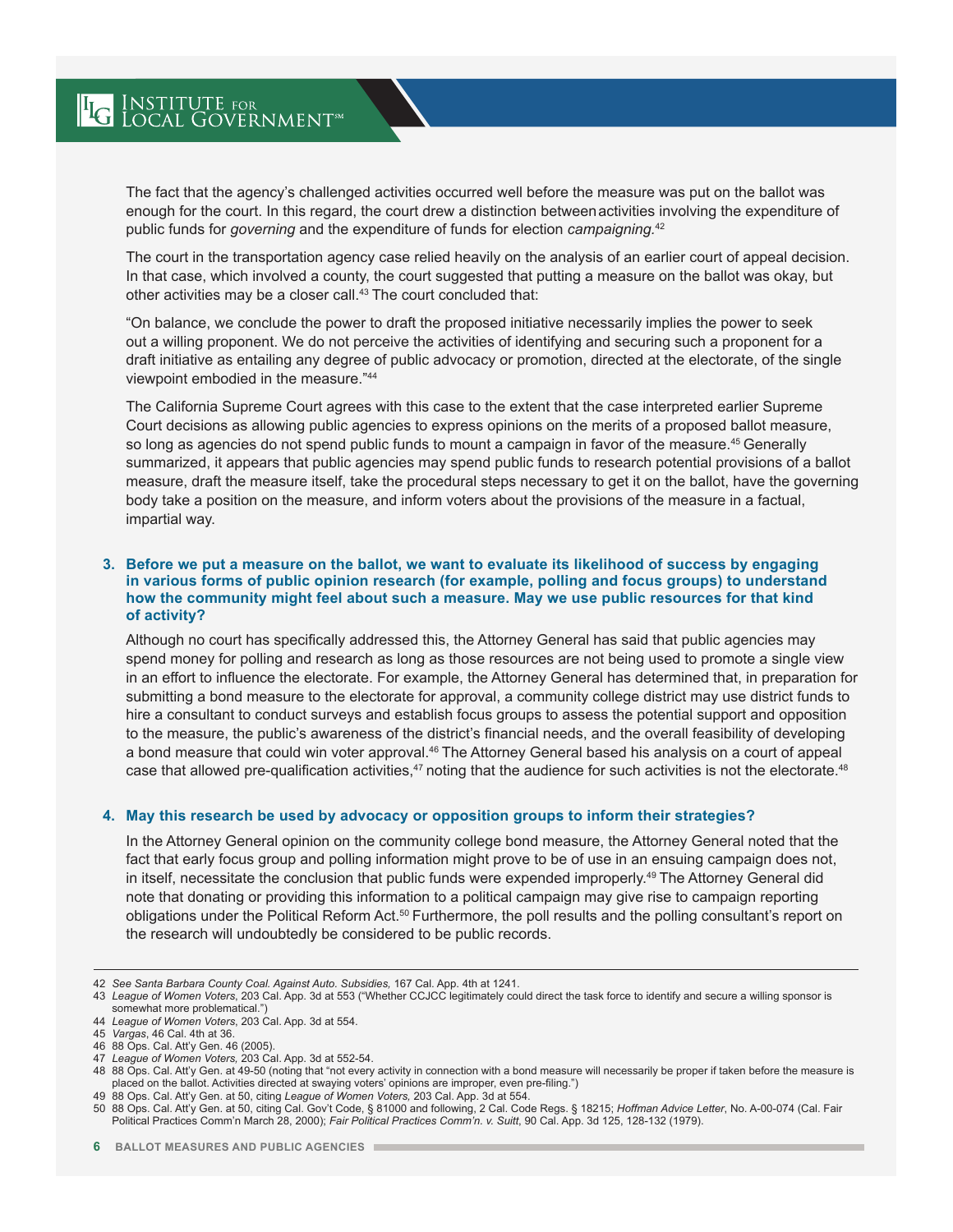The fact that the agency's challenged activities occurred well before the measure was put on the ballot was enough for the court. In this regard, the court drew a distinction between activities involving the expenditure of public funds for *governing* and the expenditure of funds for election *campaigning*.[42]

The court in the transportation agency case relied heavily on the analysis of an earlier court of appeal decision. In that case, which involved a county, the court suggested that putting a measure on the ballot was okay, but other activities may be a closer call.[43] The court concluded that:

"On balance, we conclude the power to draft the proposed initiative necessarily implies the power to seek out a willing proponent. We do not perceive the activities of identifying and securing such a proponent for a draft initiative as entailing any degree of public advocacy or promotion, directed at the electorate, of the single viewpoint embodied in the measure."[44]

The California Supreme Court agrees with this case to the extent that the case interpreted earlier Supreme Court decisions as allowing public agencies to express opinions on the merits of a proposed ballot measure, so long as agencies do not spend public funds to mount a campaign in favor of the measure.[45] Generally summarized, it appears that public agencies may spend public funds to research potential provisions of a ballot measure, draft the measure itself, take the procedural steps necessary to get it on the ballot, have the governing body take a position on the measure, and inform voters about the provisions of the measure in a factual, impartial way.

3. **Before we put a measure on the ballot, we want to evaluate its likelihood of success by engaging in various forms of public opinion research (for example, polling and focus groups) to understand how the community might feel about such a measure. May we use public resources for that kind of activity?**

   Although no court has specifically addressed this, the Attorney General has said that public agencies may spend money for polling and research as long as those resources are not being used to promote a single view in an effort to influence the electorate. For example, the Attorney General has determined that, in preparation for submitting a bond measure to the electorate for approval, a community college district may use district funds to hire a consultant to conduct surveys and establish focus groups to assess the potential support and opposition to the measure, the public's awareness of the district's financial needs, and the overall feasibility of developing a bond measure that could win voter approval.[46] The Attorney General based his analysis on a court of appeal case that allowed pre-qualification activities,[47] noting that the audience for such activities is not the electorate.[48]

4. **May this research be used by advocacy or opposition groups to inform their strategies?**

   In the Attorney General opinion on the community college bond measure, the Attorney General noted that the fact that early focus group and polling information might prove to be of use in an ensuing campaign does not, in itself, necessitate the conclusion that public funds were expended improperly.[49] The Attorney General did note that donating or providing this information to a political campaign may give rise to campaign reporting obligations under the Political Reform Act.[50] Furthermore, the poll results and the polling consultant's report on the research will undoubtedly be considered to be public records.

---

42 *See Santa Barbara County Coal. Against Auto. Subsidies,* 167 Cal. App. 4th at 1241.
43 *League of Women Voters*, 203 Cal. App. 3d at 553 ("Whether CCJCC legitimately could direct the task force to identify and secure a willing sponsor is somewhat more problematical.")
44 *League of Women Voters*, 203 Cal. App. 3d at 554.
45 *Vargas*, 46 Cal. 4th at 36.
46 88 Ops. Cal. Att'y Gen. 46 (2005).
47 *League of Women Voters,* 203 Cal. App. 3d at 552-54.
48 88 Ops. Cal. Att'y Gen. at 49-50 (noting that "not every activity in connection with a bond measure will necessarily be proper if taken before the measure is placed on the ballot. Activities directed at swaying voters' opinions are improper, even pre-filing.")
49 88 Ops. Cal. Att'y Gen. at 50, citing *League of Women Voters,* 203 Cal. App. 3d at 554.
50 88 Ops. Cal. Att'y Gen. at 50, citing Cal. Gov't Code, § 81000 and following, 2 Cal. Code Regs. § 18215; *Hoffman Advice Letter*, No. A-00-074 (Cal. Fair Political Practices Comm'n March 28, 2000); *Fair Political Practices Comm'n. v. Suitt*, 90 Cal. App. 3d 125, 128-132 (1979).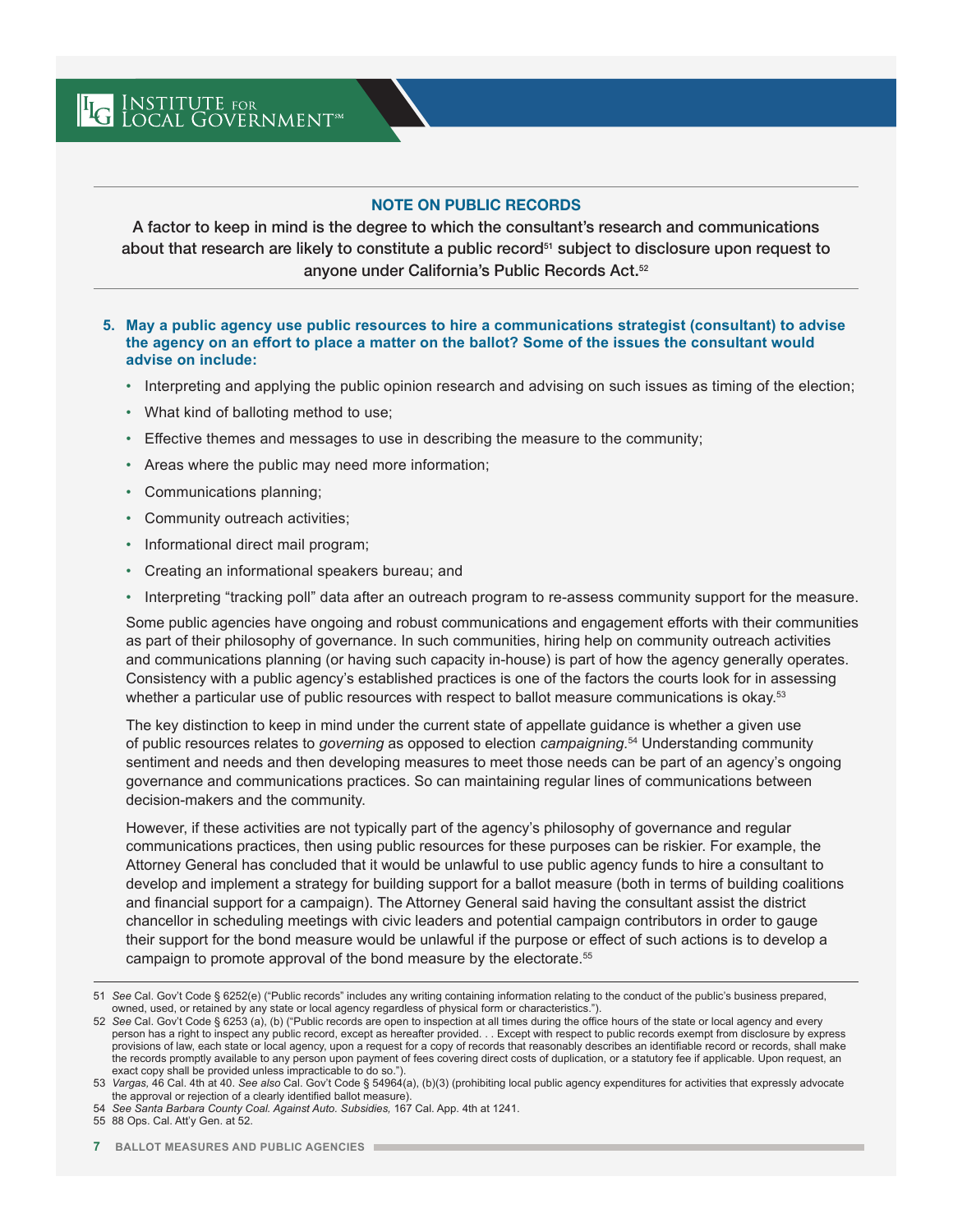### NOTE ON PUBLIC RECORDS

A factor to keep in mind is the degree to which the consultant's research and communications about that research are likely to constitute a public record[51] subject to disclosure upon request to anyone under California's Public Records Act.[52]

**5. May a public agency use public resources to hire a communications strategist (consultant) to advise the agency on an effort to place a matter on the ballot? Some of the issues the consultant would advise on include:**

- Interpreting and applying the public opinion research and advising on such issues as timing of the election;
- What kind of balloting method to use;
- Effective themes and messages to use in describing the measure to the community;
- Areas where the public may need more information;
- Communications planning;
- Community outreach activities;
- Informational direct mail program;
- Creating an informational speakers bureau; and
- Interpreting "tracking poll" data after an outreach program to re-assess community support for the measure.

Some public agencies have ongoing and robust communications and engagement efforts with their communities as part of their philosophy of governance. In such communities, hiring help on community outreach activities and communications planning (or having such capacity in-house) is part of how the agency generally operates. Consistency with a public agency's established practices is one of the factors the courts look for in assessing whether a particular use of public resources with respect to ballot measure communications is okay.[53]

The key distinction to keep in mind under the current state of appellate guidance is whether a given use of public resources relates to *governing* as opposed to election *campaigning*.[54] Understanding community sentiment and needs and then developing measures to meet those needs can be part of an agency's ongoing governance and communications practices. So can maintaining regular lines of communications between decision-makers and the community.

However, if these activities are not typically part of the agency's philosophy of governance and regular communications practices, then using public resources for these purposes can be riskier. For example, the Attorney General has concluded that it would be unlawful to use public agency funds to hire a consultant to develop and implement a strategy for building support for a ballot measure (both in terms of building coalitions and financial support for a campaign). The Attorney General said having the consultant assist the district chancellor in scheduling meetings with civic leaders and potential campaign contributors in order to gauge their support for the bond measure would be unlawful if the purpose or effect of such actions is to develop a campaign to promote approval of the bond measure by the electorate.[55]

---

51 *See* Cal. Gov't Code § 6252(e) ("Public records" includes any writing containing information relating to the conduct of the public's business prepared, owned, used, or retained by any state or local agency regardless of physical form or characteristics.").

52 *See* Cal. Gov't Code § 6253 (a), (b) ("Public records are open to inspection at all times during the office hours of the state or local agency and every person has a right to inspect any public record, except as hereafter provided. . . Except with respect to public records exempt from disclosure by express provisions of law, each state or local agency, upon a request for a copy of records that reasonably describes an identifiable record or records, shall make the records promptly available to any person upon payment of fees covering direct costs of duplication, or a statutory fee if applicable. Upon request, an exact copy shall be provided unless impracticable to do so.").

53 *Vargas,* 46 Cal. 4th at 40. *See also* Cal. Gov't Code § 54964(a), (b)(3) (prohibiting local public agency expenditures for activities that expressly advocate the approval or rejection of a clearly identified ballot measure).

54 *See Santa Barbara County Coal. Against Auto. Subsidies,* 167 Cal. App. 4th at 1241.

55 88 Ops. Cal. Att'y Gen. at 52.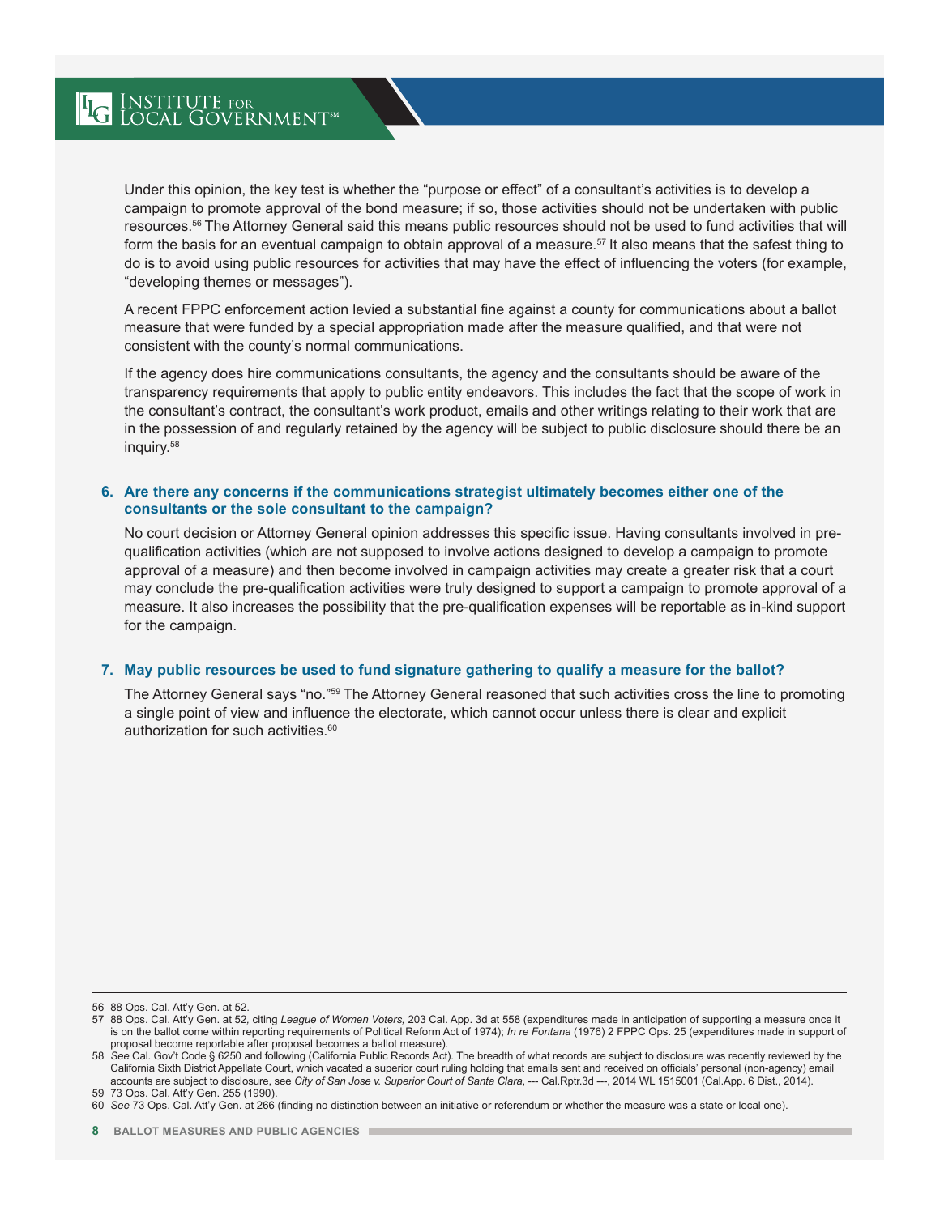Under this opinion, the key test is whether the "purpose or effect" of a consultant's activities is to develop a campaign to promote approval of the bond measure; if so, those activities should not be undertaken with public resources.[56] The Attorney General said this means public resources should not be used to fund activities that will form the basis for an eventual campaign to obtain approval of a measure.[57] It also means that the safest thing to do is to avoid using public resources for activities that may have the effect of influencing the voters (for example, "developing themes or messages").

A recent FPPC enforcement action levied a substantial fine against a county for communications about a ballot measure that were funded by a special appropriation made after the measure qualified, and that were not consistent with the county's normal communications.

If the agency does hire communications consultants, the agency and the consultants should be aware of the transparency requirements that apply to public entity endeavors. This includes the fact that the scope of work in the consultant's contract, the consultant's work product, emails and other writings relating to their work that are in the possession of and regularly retained by the agency will be subject to public disclosure should there be an inquiry.[58]

### 6. Are there any concerns if the communications strategist ultimately becomes either one of the consultants or the sole consultant to the campaign?

No court decision or Attorney General opinion addresses this specific issue. Having consultants involved in pre-qualification activities (which are not supposed to involve actions designed to develop a campaign to promote approval of a measure) and then become involved in campaign activities may create a greater risk that a court may conclude the pre-qualification activities were truly designed to support a campaign to promote approval of a measure. It also increases the possibility that the pre-qualification expenses will be reportable as in-kind support for the campaign.

### 7. May public resources be used to fund signature gathering to qualify a measure for the ballot?

The Attorney General says "no."[59] The Attorney General reasoned that such activities cross the line to promoting a single point of view and influence the electorate, which cannot occur unless there is clear and explicit authorization for such activities.[60]

---

56 88 Ops. Cal. Att'y Gen. at 52.

57 88 Ops. Cal. Att'y Gen. at 52, citing *League of Women Voters,* 203 Cal. App. 3d at 558 (expenditures made in anticipation of supporting a measure once it is on the ballot come within reporting requirements of Political Reform Act of 1974); *In re Fontana* (1976) 2 FPPC Ops. 25 (expenditures made in support of proposal become reportable after proposal becomes a ballot measure).

58 *See* Cal. Gov't Code § 6250 and following (California Public Records Act). The breadth of what records are subject to disclosure was recently reviewed by the California Sixth District Appellate Court, which vacated a superior court ruling holding that emails sent and received on officials' personal (non-agency) email accounts are subject to disclosure, see *City of San Jose v. Superior Court of Santa Clara*, --- Cal.Rptr.3d ---, 2014 WL 1515001 (Cal.App. 6 Dist., 2014).

59 73 Ops. Cal. Att'y Gen. 255 (1990).

60 *See* 73 Ops. Cal. Att'y Gen. at 266 (finding no distinction between an initiative or referendum or whether the measure was a state or local one).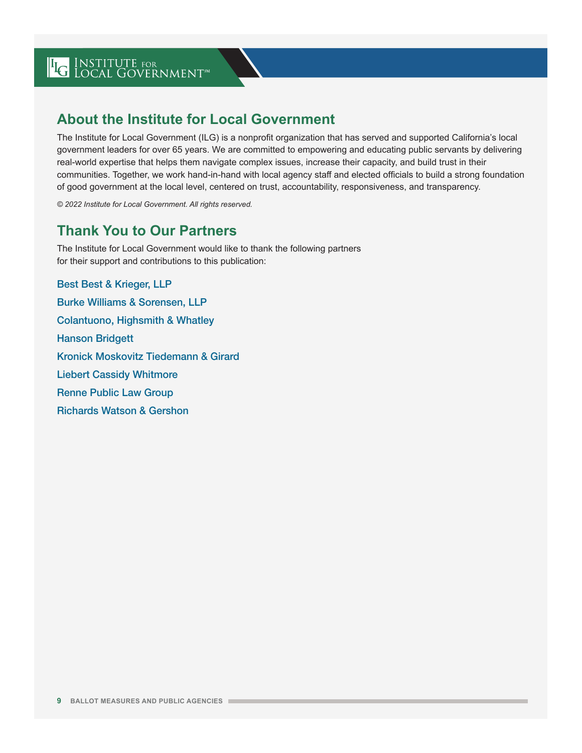## About the Institute for Local Government

The Institute for Local Government (ILG) is a nonprofit organization that has served and supported California's local government leaders for over 65 years. We are committed to empowering and educating public servants by delivering real-world expertise that helps them navigate complex issues, increase their capacity, and build trust in their communities. Together, we work hand-in-hand with local agency staff and elected officials to build a strong foundation of good government at the local level, centered on trust, accountability, responsiveness, and transparency.

*© 2022 Institute for Local Government. All rights reserved.*

## Thank You to Our Partners

The Institute for Local Government would like to thank the following partners for their support and contributions to this publication:

Best Best & Krieger, LLP

Burke Williams & Sorensen, LLP

Colantuono, Highsmith & Whatley

Hanson Bridgett

Kronick Moskovitz Tiedemann & Girard

Liebert Cassidy Whitmore

Renne Public Law Group

Richards Watson & Gershon